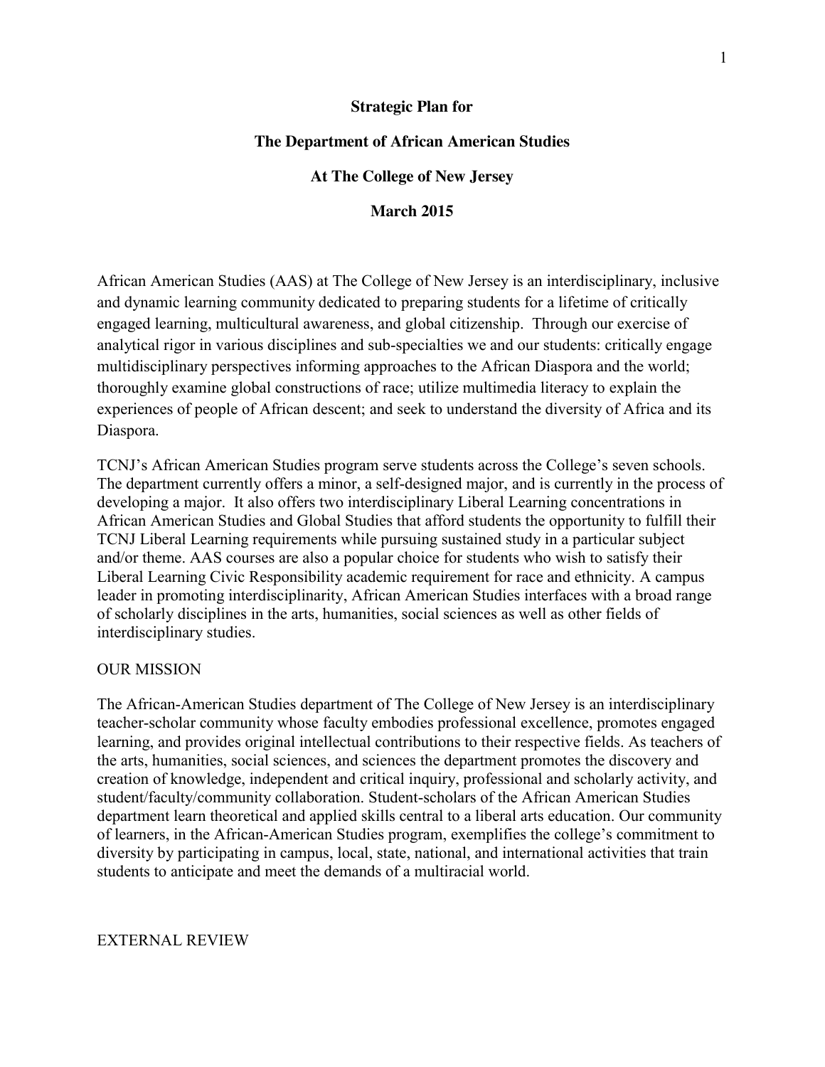**Strategic Plan for**

**The Department of African American Studies**

**At The College of New Jersey**

**March 2015**

African American Studies (AAS) at The College of New Jersey is an interdisciplinary, inclusive and dynamic learning community dedicated to preparing students for a lifetime of critically engaged learning, multicultural awareness, and global citizenship. Through our exercise of analytical rigor in various disciplines and sub-specialties we and our students: critically engage multidisciplinary perspectives informing approaches to the African Diaspora and the world; thoroughly examine global constructions of race; utilize multimedia literacy to explain the experiences of people of African descent; and seek to understand the diversity of Africa and its Diaspora.

TCNJ's African American Studies program serve students across the College's seven schools. The department currently offers a minor, a self-designed major, and is currently in the process of developing a major. It also offers two interdisciplinary Liberal Learning concentrations in African American Studies and Global Studies that afford students the opportunity to fulfill their TCNJ Liberal Learning requirements while pursuing sustained study in a particular subject and/or theme. AAS courses are also a popular choice for students who wish to satisfy their Liberal Learning Civic Responsibility academic requirement for race and ethnicity. A campus leader in promoting interdisciplinarity, African American Studies interfaces with a broad range of scholarly disciplines in the arts, humanities, social sciences as well as other fields of interdisciplinary studies.

## OUR MISSION

The African-American Studies department of The College of New Jersey is an interdisciplinary teacher-scholar community whose faculty embodies professional excellence, promotes engaged learning, and provides original intellectual contributions to their respective fields. As teachers of the arts, humanities, social sciences, and sciences the department promotes the discovery and creation of knowledge, independent and critical inquiry, professional and scholarly activity, and student/faculty/community collaboration. Student-scholars of the African American Studies department learn theoretical and applied skills central to a liberal arts education. Our community of learners, in the African-American Studies program, exemplifies the college's commitment to diversity by participating in campus, local, state, national, and international activities that train students to anticipate and meet the demands of a multiracial world.

## EXTERNAL REVIEW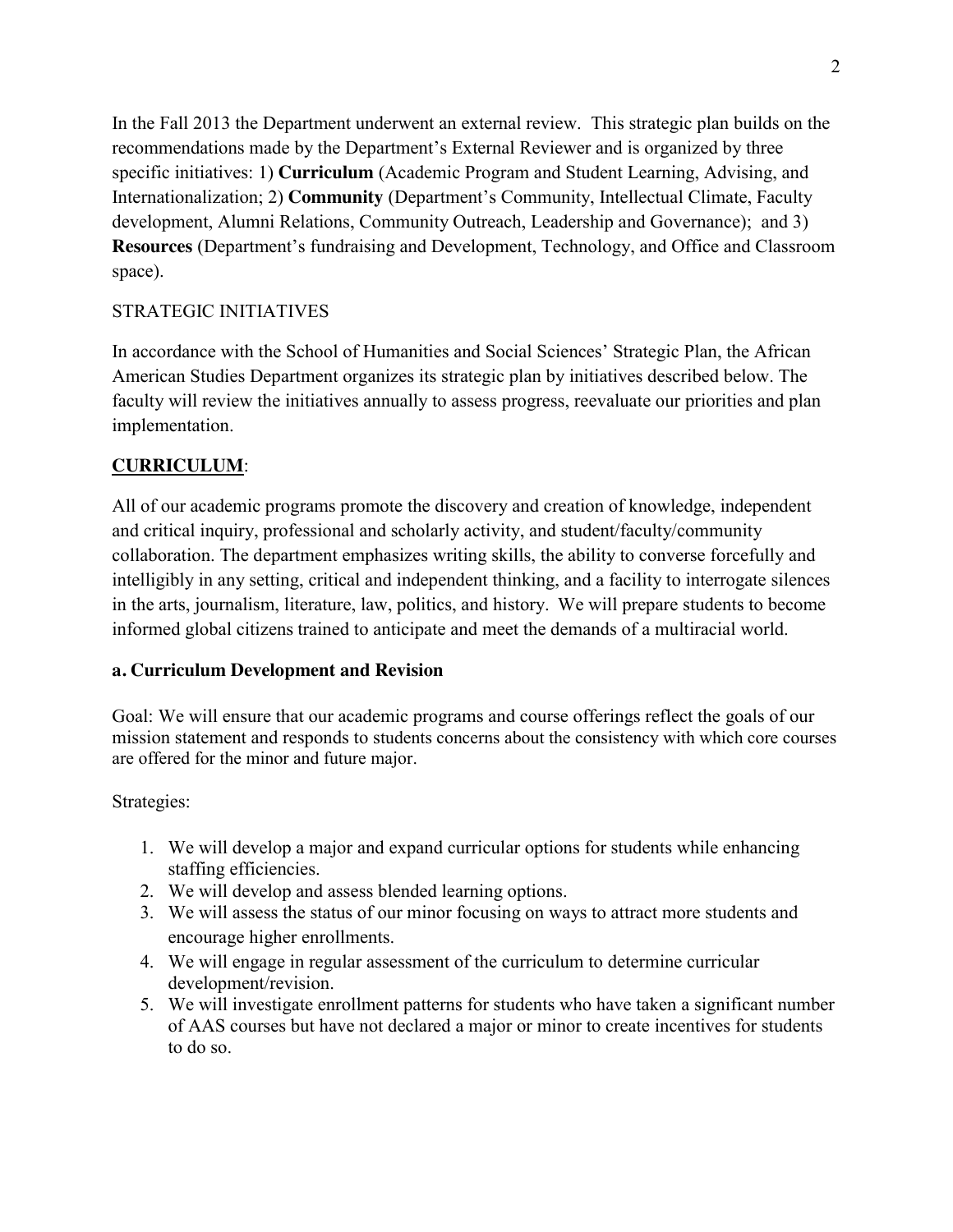In the Fall 2013 the Department underwent an external review. This strategic plan builds on the recommendations made by the Department's External Reviewer and is organized by three specific initiatives: 1) **Curriculum** (Academic Program and Student Learning, Advising, and Internationalization; 2) **Community** (Department's Community, Intellectual Climate, Faculty development, Alumni Relations, Community Outreach, Leadership and Governance); and 3) **Resources** (Department's fundraising and Development, Technology, and Office and Classroom space).

STRATEGIC INITIATIVES

In accordance with the School of Humanities and Social Sciences' Strategic Plan, the African American Studies Department organizes its strategic plan by initiatives described below. The faculty will review the initiatives annually to assess progress, reevaluate our priorities and plan implementation.

**CURRICULUM**:

All of our academic programs promote the discovery and creation of knowledge, independent and critical inquiry, professional and scholarly activity, and student/faculty/community collaboration. The department emphasizes writing skills, the ability to converse forcefully and intelligibly in any setting, critical and independent thinking, and a facility to interrogate silences in the arts, journalism, literature, law, politics, and history. We will prepare students to become informed global citizens trained to anticipate and meet the demands of a multiracial world.

### a. Curriculum Development and Revision

Goal: We will ensure that our academic programs and course offerings reflect the goals of our mission statement and responds to students concerns about the consistency with which core courses are offered for the minor and future major.

Strategies:

1. We will develop a major and expand curricular options for students while enhancing staffing efficiencies.
2. We will develop and assess blended learning options.
3. We will assess the status of our minor focusing on ways to attract more students and encourage higher enrollments.
4. We will engage in regular assessment of the curriculum to determine curricular development/revision.
5. We will investigate enrollment patterns for students who have taken a significant number of AAS courses but have not declared a major or minor to create incentives for students to do so.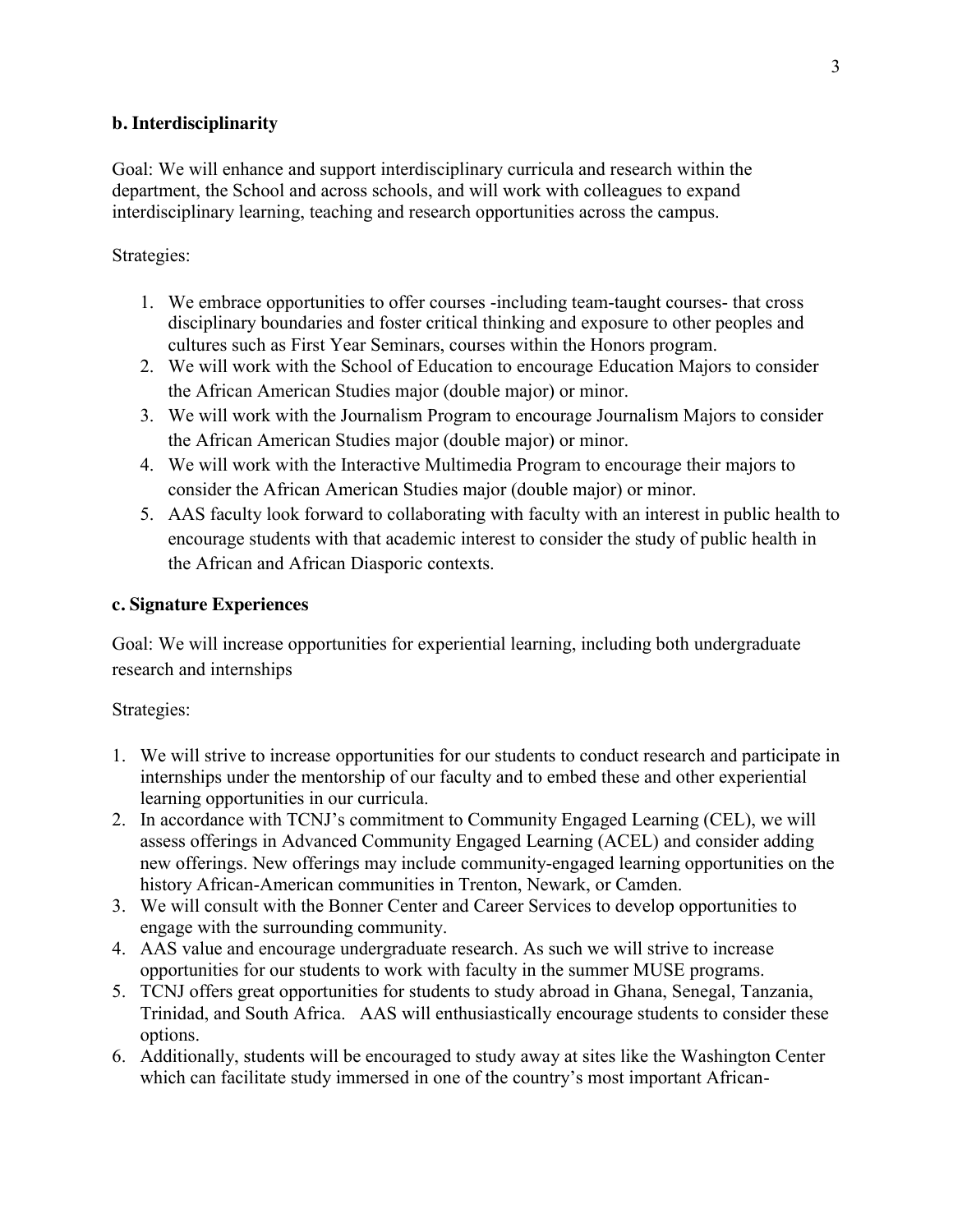### b. Interdisciplinarity

Goal: We will enhance and support interdisciplinary curricula and research within the department, the School and across schools, and will work with colleagues to expand interdisciplinary learning, teaching and research opportunities across the campus.

Strategies:

1. We embrace opportunities to offer courses -including team-taught courses- that cross disciplinary boundaries and foster critical thinking and exposure to other peoples and cultures such as First Year Seminars, courses within the Honors program.
2. We will work with the School of Education to encourage Education Majors to consider the African American Studies major (double major) or minor.
3. We will work with the Journalism Program to encourage Journalism Majors to consider the African American Studies major (double major) or minor.
4. We will work with the Interactive Multimedia Program to encourage their majors to consider the African American Studies major (double major) or minor.
5. AAS faculty look forward to collaborating with faculty with an interest in public health to encourage students with that academic interest to consider the study of public health in the African and African Diasporic contexts.

### c. Signature Experiences

Goal: We will increase opportunities for experiential learning, including both undergraduate research and internships

Strategies:

1. We will strive to increase opportunities for our students to conduct research and participate in internships under the mentorship of our faculty and to embed these and other experiential learning opportunities in our curricula.
2. In accordance with TCNJ's commitment to Community Engaged Learning (CEL), we will assess offerings in Advanced Community Engaged Learning (ACEL) and consider adding new offerings. New offerings may include community-engaged learning opportunities on the history African-American communities in Trenton, Newark, or Camden.
3. We will consult with the Bonner Center and Career Services to develop opportunities to engage with the surrounding community.
4. AAS value and encourage undergraduate research. As such we will strive to increase opportunities for our students to work with faculty in the summer MUSE programs.
5. TCNJ offers great opportunities for students to study abroad in Ghana, Senegal, Tanzania, Trinidad, and South Africa. AAS will enthusiastically encourage students to consider these options.
6. Additionally, students will be encouraged to study away at sites like the Washington Center which can facilitate study immersed in one of the country's most important African-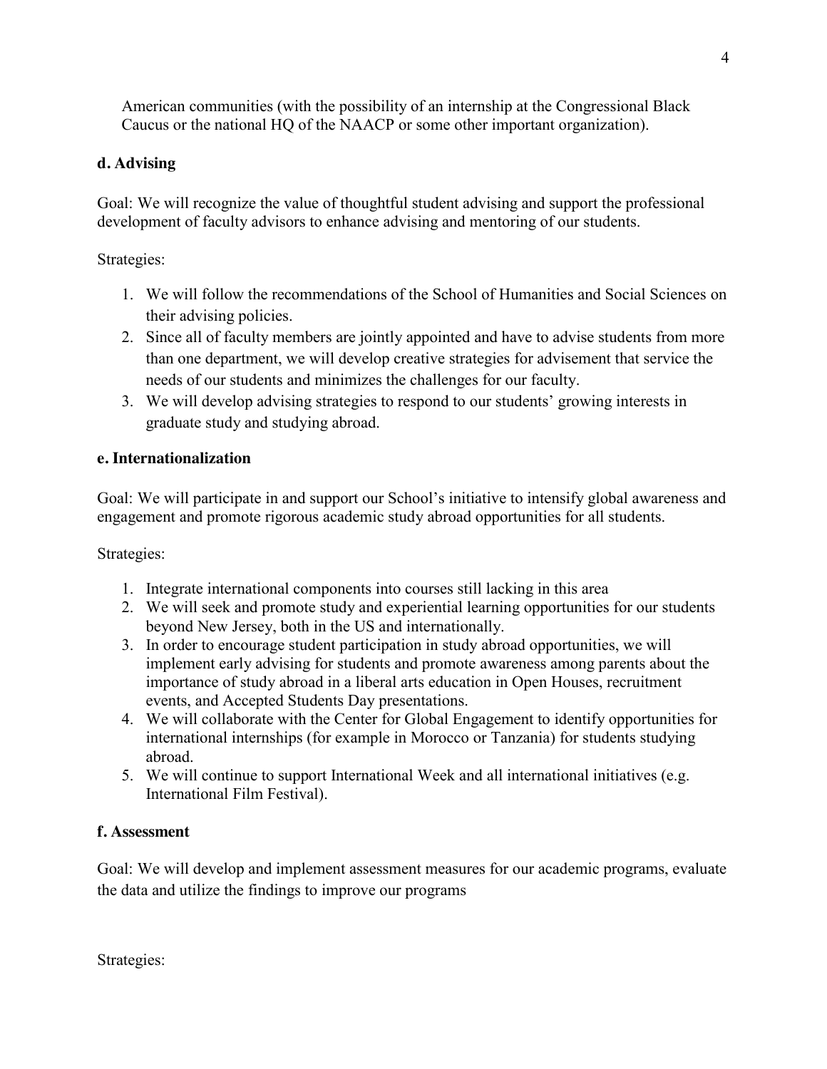American communities (with the possibility of an internship at the Congressional Black Caucus or the national HQ of the NAACP or some other important organization).

### d. Advising

Goal: We will recognize the value of thoughtful student advising and support the professional development of faculty advisors to enhance advising and mentoring of our students.

Strategies:

1. We will follow the recommendations of the School of Humanities and Social Sciences on their advising policies.
2. Since all of faculty members are jointly appointed and have to advise students from more than one department, we will develop creative strategies for advisement that service the needs of our students and minimizes the challenges for our faculty.
3. We will develop advising strategies to respond to our students' growing interests in graduate study and studying abroad.

### e. Internationalization

Goal: We will participate in and support our School's initiative to intensify global awareness and engagement and promote rigorous academic study abroad opportunities for all students.

Strategies:

1. Integrate international components into courses still lacking in this area
2. We will seek and promote study and experiential learning opportunities for our students beyond New Jersey, both in the US and internationally.
3. In order to encourage student participation in study abroad opportunities, we will implement early advising for students and promote awareness among parents about the importance of study abroad in a liberal arts education in Open Houses, recruitment events, and Accepted Students Day presentations.
4. We will collaborate with the Center for Global Engagement to identify opportunities for international internships (for example in Morocco or Tanzania) for students studying abroad.
5. We will continue to support International Week and all international initiatives (e.g. International Film Festival).

### f. Assessment

Goal: We will develop and implement assessment measures for our academic programs, evaluate the data and utilize the findings to improve our programs

Strategies: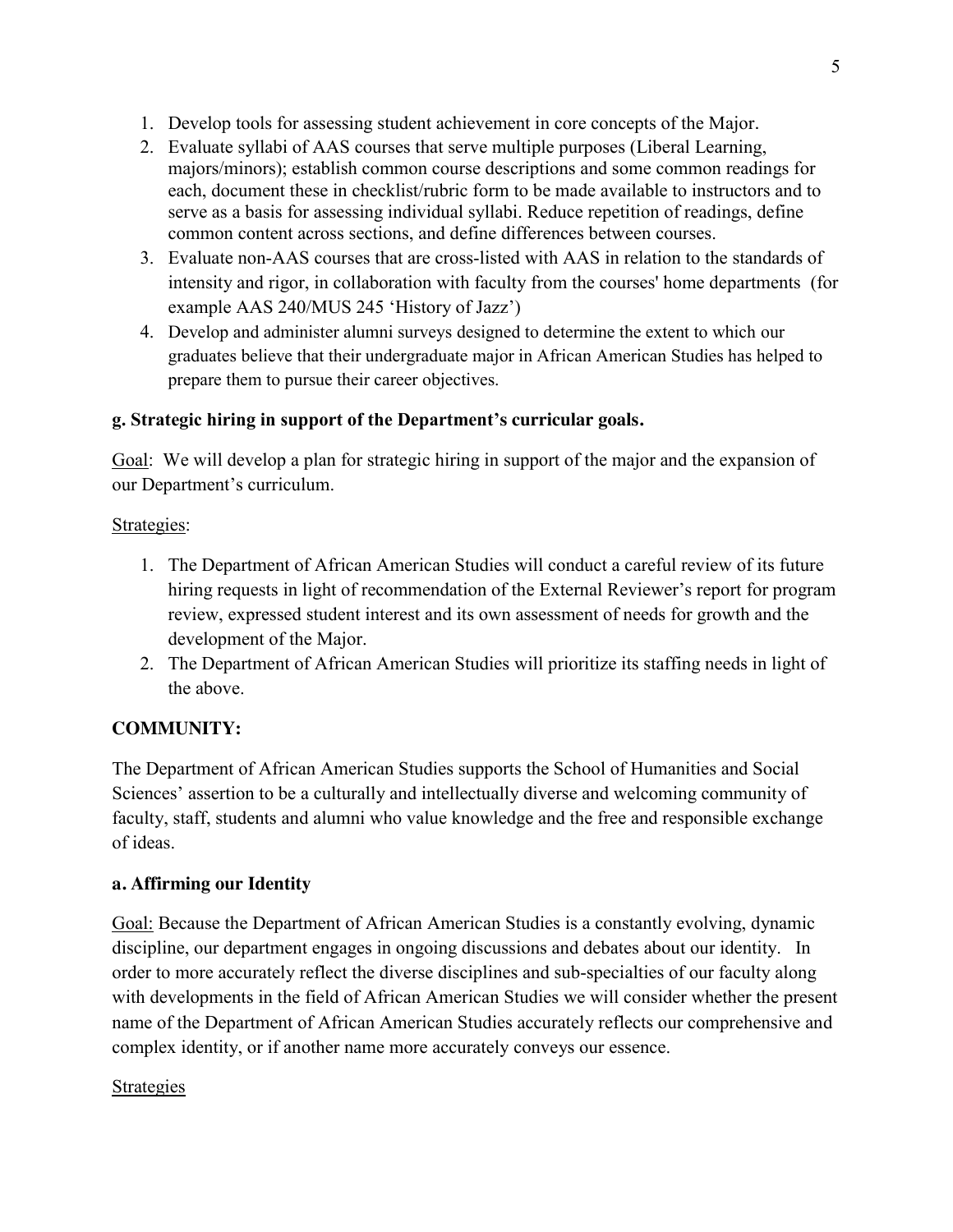1. Develop tools for assessing student achievement in core concepts of the Major.
2. Evaluate syllabi of AAS courses that serve multiple purposes (Liberal Learning, majors/minors); establish common course descriptions and some common readings for each, document these in checklist/rubric form to be made available to instructors and to serve as a basis for assessing individual syllabi. Reduce repetition of readings, define common content across sections, and define differences between courses.
3. Evaluate non-AAS courses that are cross-listed with AAS in relation to the standards of intensity and rigor, in collaboration with faculty from the courses' home departments (for example AAS 240/MUS 245 'History of Jazz')
4. Develop and administer alumni surveys designed to determine the extent to which our graduates believe that their undergraduate major in African American Studies has helped to prepare them to pursue their career objectives.

**g. Strategic hiring in support of the Department's curricular goals.**

<u>Goal</u>: We will develop a plan for strategic hiring in support of the major and the expansion of our Department's curriculum.

<u>Strategies</u>:

1. The Department of African American Studies will conduct a careful review of its future hiring requests in light of recommendation of the External Reviewer's report for program review, expressed student interest and its own assessment of needs for growth and the development of the Major.
2. The Department of African American Studies will prioritize its staffing needs in light of the above.

**COMMUNITY:**

The Department of African American Studies supports the School of Humanities and Social Sciences' assertion to be a culturally and intellectually diverse and welcoming community of faculty, staff, students and alumni who value knowledge and the free and responsible exchange of ideas.

**a. Affirming our Identity**

<u>Goal:</u> Because the Department of African American Studies is a constantly evolving, dynamic discipline, our department engages in ongoing discussions and debates about our identity. In order to more accurately reflect the diverse disciplines and sub-specialties of our faculty along with developments in the field of African American Studies we will consider whether the present name of the Department of African American Studies accurately reflects our comprehensive and complex identity, or if another name more accurately conveys our essence.

<u>Strategies</u>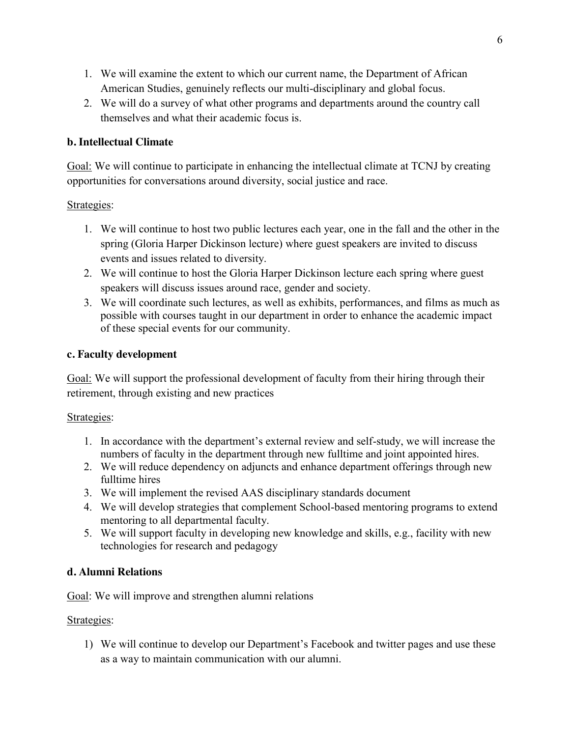1. We will examine the extent to which our current name, the Department of African American Studies, genuinely reflects our multi-disciplinary and global focus.
2. We will do a survey of what other programs and departments around the country call themselves and what their academic focus is.

### b. Intellectual Climate

Goal: We will continue to participate in enhancing the intellectual climate at TCNJ by creating opportunities for conversations around diversity, social justice and race.

Strategies:

1. We will continue to host two public lectures each year, one in the fall and the other in the spring (Gloria Harper Dickinson lecture) where guest speakers are invited to discuss events and issues related to diversity.
2. We will continue to host the Gloria Harper Dickinson lecture each spring where guest speakers will discuss issues around race, gender and society.
3. We will coordinate such lectures, as well as exhibits, performances, and films as much as possible with courses taught in our department in order to enhance the academic impact of these special events for our community.

### c. Faculty development

Goal: We will support the professional development of faculty from their hiring through their retirement, through existing and new practices

Strategies:

1. In accordance with the department's external review and self-study, we will increase the numbers of faculty in the department through new fulltime and joint appointed hires.
2. We will reduce dependency on adjuncts and enhance department offerings through new fulltime hires
3. We will implement the revised AAS disciplinary standards document
4. We will develop strategies that complement School-based mentoring programs to extend mentoring to all departmental faculty.
5. We will support faculty in developing new knowledge and skills, e.g., facility with new technologies for research and pedagogy

### d. Alumni Relations

Goal: We will improve and strengthen alumni relations

Strategies:

1) We will continue to develop our Department's Facebook and twitter pages and use these as a way to maintain communication with our alumni.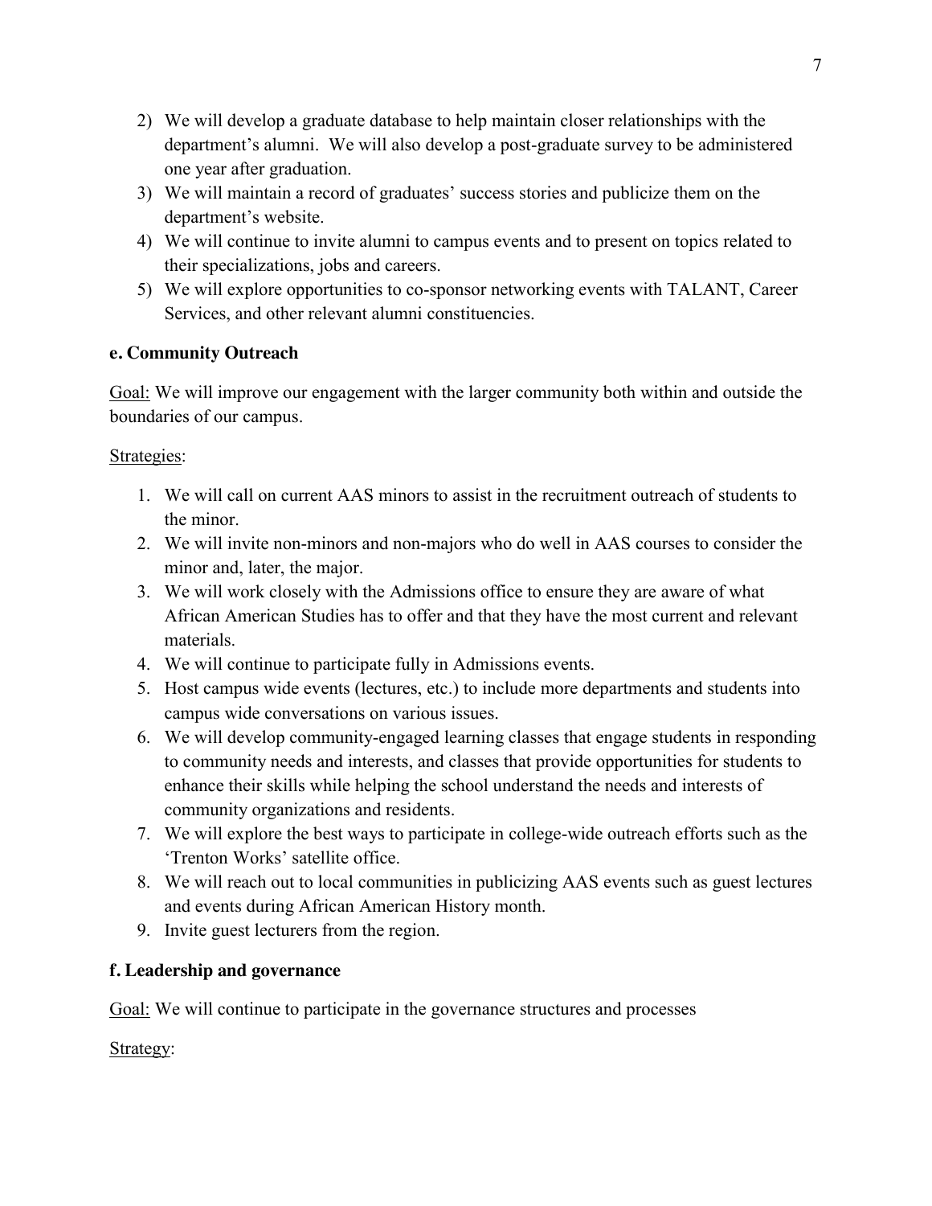2) We will develop a graduate database to help maintain closer relationships with the department's alumni. We will also develop a post-graduate survey to be administered one year after graduation.
3) We will maintain a record of graduates' success stories and publicize them on the department's website.
4) We will continue to invite alumni to campus events and to present on topics related to their specializations, jobs and careers.
5) We will explore opportunities to co-sponsor networking events with TALANT, Career Services, and other relevant alumni constituencies.

**e. Community Outreach**

Goal: We will improve our engagement with the larger community both within and outside the boundaries of our campus.

Strategies:

1. We will call on current AAS minors to assist in the recruitment outreach of students to the minor.
2. We will invite non-minors and non-majors who do well in AAS courses to consider the minor and, later, the major.
3. We will work closely with the Admissions office to ensure they are aware of what African American Studies has to offer and that they have the most current and relevant materials.
4. We will continue to participate fully in Admissions events.
5. Host campus wide events (lectures, etc.) to include more departments and students into campus wide conversations on various issues.
6. We will develop community-engaged learning classes that engage students in responding to community needs and interests, and classes that provide opportunities for students to enhance their skills while helping the school understand the needs and interests of community organizations and residents.
7. We will explore the best ways to participate in college-wide outreach efforts such as the 'Trenton Works' satellite office.
8. We will reach out to local communities in publicizing AAS events such as guest lectures and events during African American History month.
9. Invite guest lecturers from the region.

**f. Leadership and governance**

Goal: We will continue to participate in the governance structures and processes

Strategy: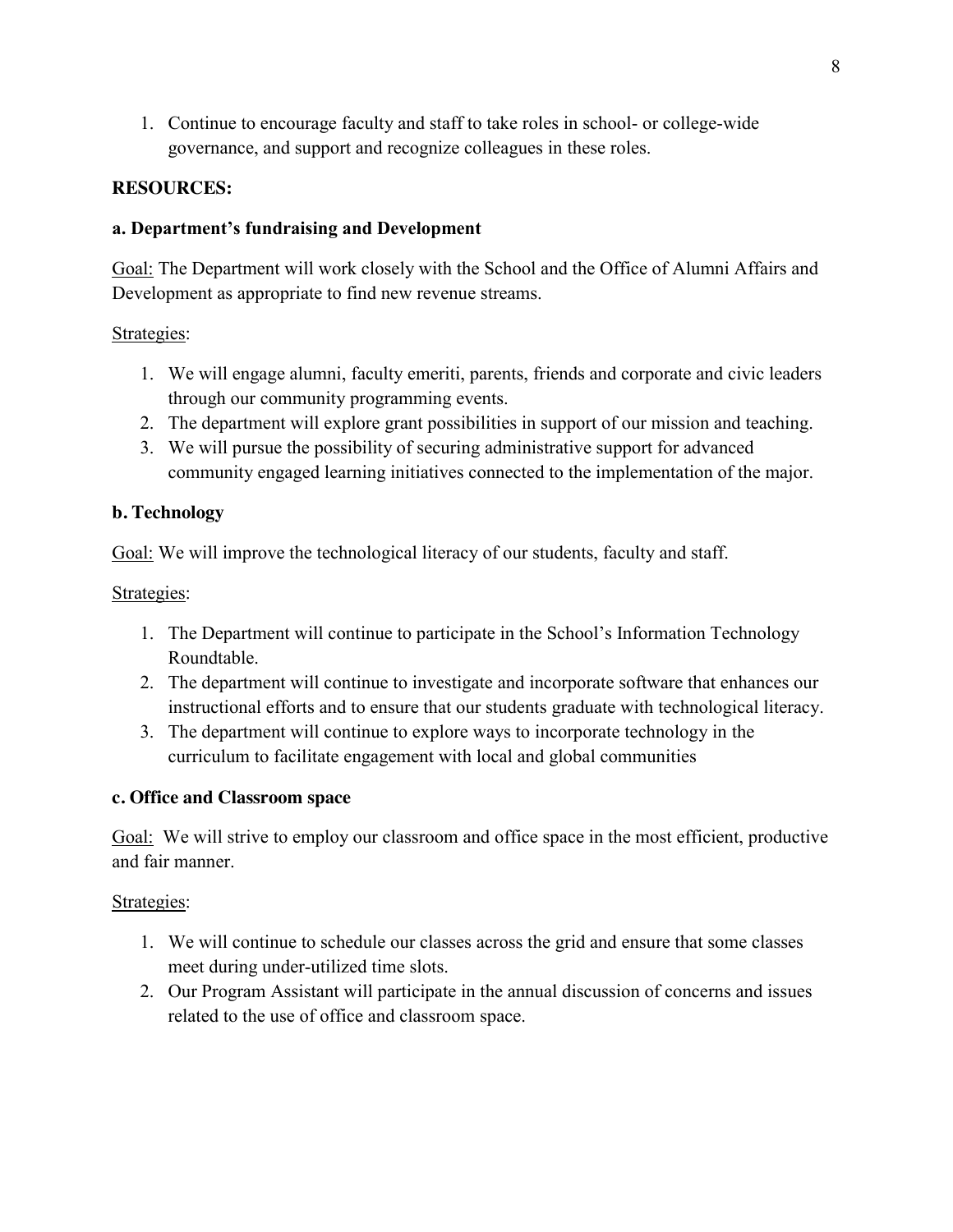1. Continue to encourage faculty and staff to take roles in school- or college-wide governance, and support and recognize colleagues in these roles.

**RESOURCES:**

**a. Department's fundraising and Development**

Goal: The Department will work closely with the School and the Office of Alumni Affairs and Development as appropriate to find new revenue streams.

Strategies:

1. We will engage alumni, faculty emeriti, parents, friends and corporate and civic leaders through our community programming events.
2. The department will explore grant possibilities in support of our mission and teaching.
3. We will pursue the possibility of securing administrative support for advanced community engaged learning initiatives connected to the implementation of the major.

**b. Technology**

Goal: We will improve the technological literacy of our students, faculty and staff.

Strategies:

1. The Department will continue to participate in the School's Information Technology Roundtable.
2. The department will continue to investigate and incorporate software that enhances our instructional efforts and to ensure that our students graduate with technological literacy.
3. The department will continue to explore ways to incorporate technology in the curriculum to facilitate engagement with local and global communities

**c. Office and Classroom space**

Goal: We will strive to employ our classroom and office space in the most efficient, productive and fair manner.

Strategies:

1. We will continue to schedule our classes across the grid and ensure that some classes meet during under-utilized time slots.
2. Our Program Assistant will participate in the annual discussion of concerns and issues related to the use of office and classroom space.